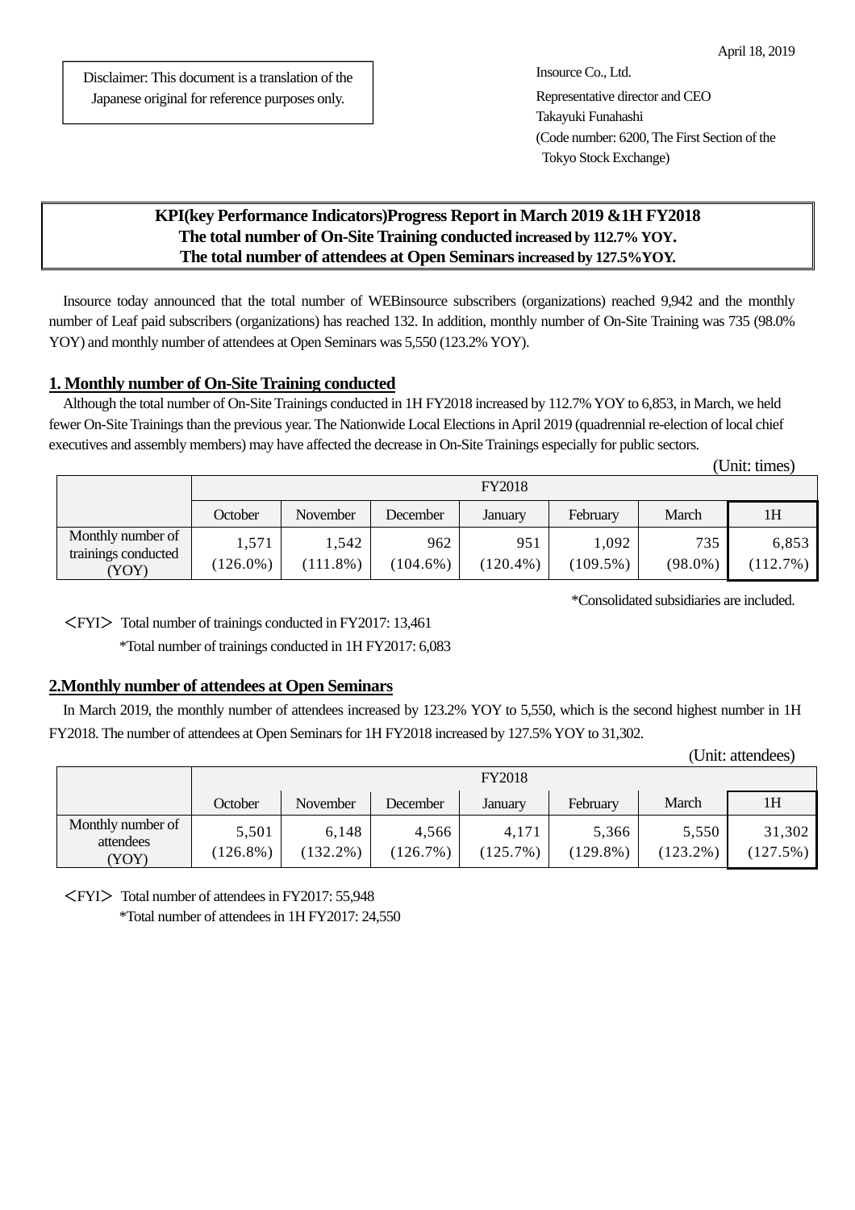April 18, 2019

Disclaimer: This document is a translation of the Japanese original for reference purposes only.

Insource Co., Ltd.
Representative director and CEO
Takayuki Funahashi
(Code number: 6200, The First Section of the Tokyo Stock Exchange)

# KPI(key Performance Indicators)Progress Report in March 2019 &1H FY2018
## The total number of On-Site Training conducted increased by 112.7% YOY.
## The total number of attendees at Open Seminars increased by 127.5%YOY.

Insource today announced that the total number of WEBinsource subscribers (organizations) reached 9,942 and the monthly number of Leaf paid subscribers (organizations) has reached 132. In addition, monthly number of On-Site Training was 735 (98.0% YOY) and monthly number of attendees at Open Seminars was 5,550 (123.2% YOY).

## 1. Monthly number of On-Site Training conducted

Although the total number of On-Site Trainings conducted in 1H FY2018 increased by 112.7% YOY to 6,853, in March, we held fewer On-Site Trainings than the previous year. The Nationwide Local Elections in April 2019 (quadrennial re-election of local chief executives and assembly members) may have affected the decrease in On-Site Trainings especially for public sectors.

(Unit: times)

| | FY2018 | | | | | | |
|---|---|---|---|---|---|---|---|
| | October | November | December | January | February | March | 1H |
| Monthly number of trainings conducted (YOY) | 1,571 (126.0%) | 1,542 (111.8%) | 962 (104.6%) | 951 (120.4%) | 1,092 (109.5%) | 735 (98.0%) | 6,853 (112.7%) |

*Consolidated subsidiaries are included.

＜FYI＞ Total number of trainings conducted in FY2017: 13,461
*Total number of trainings conducted in 1H FY2017: 6,083

## 2.Monthly number of attendees at Open Seminars

In March 2019, the monthly number of attendees increased by 123.2% YOY to 5,550, which is the second highest number in 1H FY2018. The number of attendees at Open Seminars for 1H FY2018 increased by 127.5% YOY to 31,302.

(Unit: attendees)

| | FY2018 | | | | | | |
|---|---|---|---|---|---|---|---|
| | October | November | December | January | February | March | 1H |
| Monthly number of attendees (YOY) | 5,501 (126.8%) | 6,148 (132.2%) | 4,566 (126.7%) | 4,171 (125.7%) | 5,366 (129.8%) | 5,550 (123.2%) | 31,302 (127.5%) |

＜FYI＞ Total number of attendees in FY2017: 55,948
*Total number of attendees in 1H FY2017: 24,550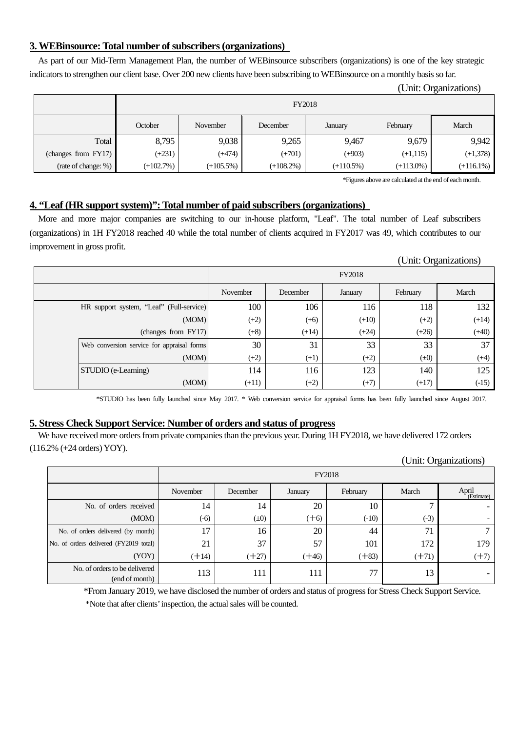## 3. WEBinsource: Total number of subscribers (organizations)

As part of our Mid-Term Management Plan, the number of WEBinsource subscribers (organizations) is one of the key strategic indicators to strengthen our client base. Over 200 new clients have been subscribing to WEBinsource on a monthly basis so far.

(Unit: Organizations)

| | FY2018 | | | | | |
|---|---|---|---|---|---|---|
| | October | November | December | January | February | March |
| Total | 8,795 | 9,038 | 9,265 | 9,467 | 9,679 | 9,942 |
| (changes from FY17) | (+231) | (+474) | (+701) | (+903) | (+1,115) | (+1,378) |
| (rate of change: %) | (+102.7%) | (+105.5%) | (+108.2%) | (+110.5%) | (+113.0%) | (+116.1%) |

*Figures above are calculated at the end of each month.

## 4. "Leaf (HR support system)": Total number of paid subscribers (organizations)

More and more major companies are switching to our in-house platform, "Leaf". The total number of Leaf subscribers (organizations) in 1H FY2018 reached 40 while the total number of clients acquired in FY2017 was 49, which contributes to our improvement in gross profit.

(Unit: Organizations)

| | | FY2018 | | | | |
|---|---|---|---|---|---|---|
| | | November | December | January | February | March |
| HR support system, "Leaf" (Full-service) | | 100 | 106 | 116 | 118 | 132 |
| (MOM) | | (+2) | (+6) | (+10) | (+2) | (+14) |
| (changes from FY17) | | (+8) | (+14) | (+24) | (+26) | (+40) |
| | Web conversion service for appraisal forms | 30 | 31 | 33 | 33 | 37 |
| | (MOM) | (+2) | (+1) | (+2) | (±0) | (+4) |
| | STUDIO (e-Learning) | 114 | 116 | 123 | 140 | 125 |
| | (MOM) | (+11) | (+2) | (+7) | (+17) | (-15) |

*STUDIO has been fully launched since May 2017. * Web conversion service for appraisal forms has been fully launched since August 2017.

## 5. Stress Check Support Service: Number of orders and status of progress

We have received more orders from private companies than the previous year. During 1H FY2018, we have delivered 172 orders (116.2% (+24 orders) YOY).

(Unit: Organizations)

| | FY2018 | | | | | |
|---|---|---|---|---|---|---|
| | November | December | January | February | March | April (Estimate) |
| No. of orders received | 14 | 14 | 20 | 10 | 7 | - |
| (MOM) | (-6) | (±0) | (+6) | (-10) | (-3) | - |
| No. of orders delivered (by month) | 17 | 16 | 20 | 44 | 71 | 7 |
| No. of orders delivered (FY2019 total) | 21 | 37 | 57 | 101 | 172 | 179 |
| (YOY) | (+14) | (+27) | (+46) | (+83) | (+71) | (+7) |
| No. of orders to be delivered (end of month) | 113 | 111 | 111 | 77 | 13 | - |

*From January 2019, we have disclosed the number of orders and status of progress for Stress Check Support Service.

*Note that after clients' inspection, the actual sales will be counted.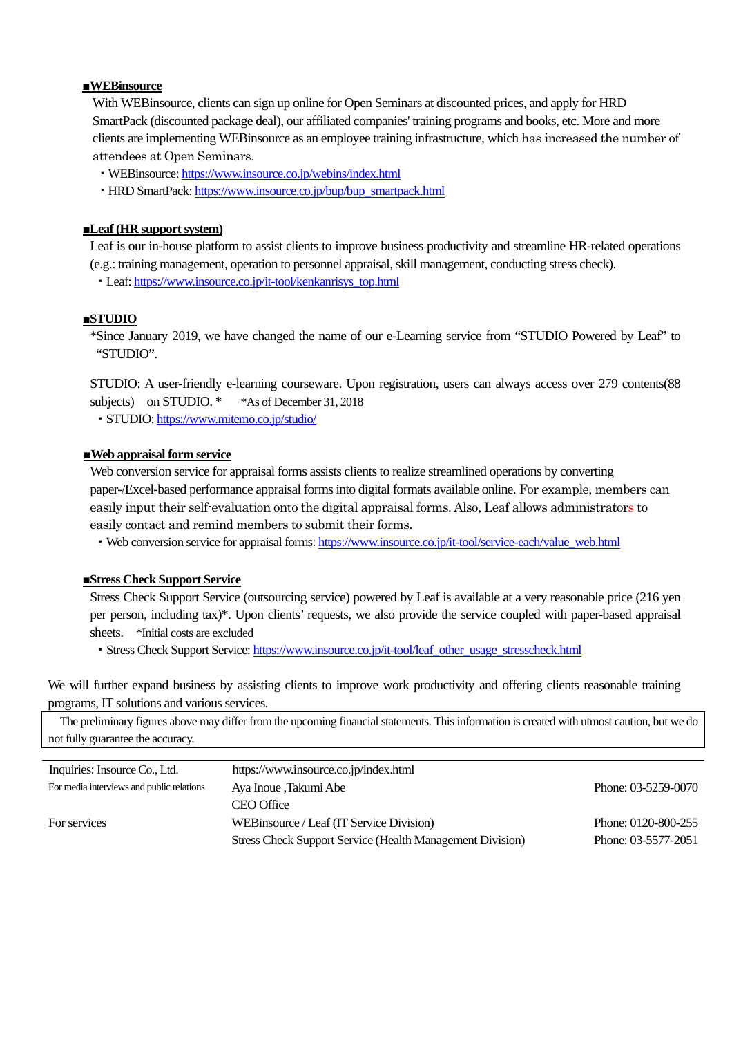**■WEBinsource**

With WEBinsource, clients can sign up online for Open Seminars at discounted prices, and apply for HRD SmartPack (discounted package deal), our affiliated companies' training programs and books, etc. More and more clients are implementing WEBinsource as an employee training infrastructure, which has increased the number of attendees at Open Seminars.

- WEBinsource: https://www.insource.co.jp/webins/index.html
- HRD SmartPack: https://www.insource.co.jp/bup/bup_smartpack.html

**■Leaf (HR support system)**

Leaf is our in-house platform to assist clients to improve business productivity and streamline HR-related operations (e.g.: training management, operation to personnel appraisal, skill management, conducting stress check).

- Leaf: https://www.insource.co.jp/it-tool/kenkanrisys_top.html

**■STUDIO**

*Since January 2019, we have changed the name of our e-Learning service from "STUDIO Powered by Leaf" to "STUDIO".

STUDIO: A user-friendly e-learning courseware. Upon registration, users can always access over 279 contents(88 subjects) on STUDIO. * *As of December 31, 2018

- STUDIO: https://www.mitemo.co.jp/studio/

**■Web appraisal form service**

Web conversion service for appraisal forms assists clients to realize streamlined operations by converting paper-/Excel-based performance appraisal forms into digital formats available online. For example, members can easily input their self-evaluation onto the digital appraisal forms. Also, Leaf allows administrators to easily contact and remind members to submit their forms.

- Web conversion service for appraisal forms: https://www.insource.co.jp/it-tool/service-each/value_web.html

**■Stress Check Support Service**

Stress Check Support Service (outsourcing service) powered by Leaf is available at a very reasonable price (216 yen per person, including tax)*. Upon clients' requests, we also provide the service coupled with paper-based appraisal sheets. *Initial costs are excluded

- Stress Check Support Service: https://www.insource.co.jp/it-tool/leaf_other_usage_stresscheck.html

We will further expand business by assisting clients to improve work productivity and offering clients reasonable training programs, IT solutions and various services.

> The preliminary figures above may differ from the upcoming financial statements. This information is created with utmost caution, but we do not fully guarantee the accuracy.

| | | |
|---|---|---|
| Inquiries: Insource Co., Ltd. | https://www.insource.co.jp/index.html | |
| For media interviews and public relations | Aya Inoue ,Takumi Abe<br>CEO Office | Phone: 03-5259-0070 |
| For services | WEBinsource / Leaf (IT Service Division) | Phone: 0120-800-255 |
| | Stress Check Support Service (Health Management Division) | Phone: 03-5577-2051 |